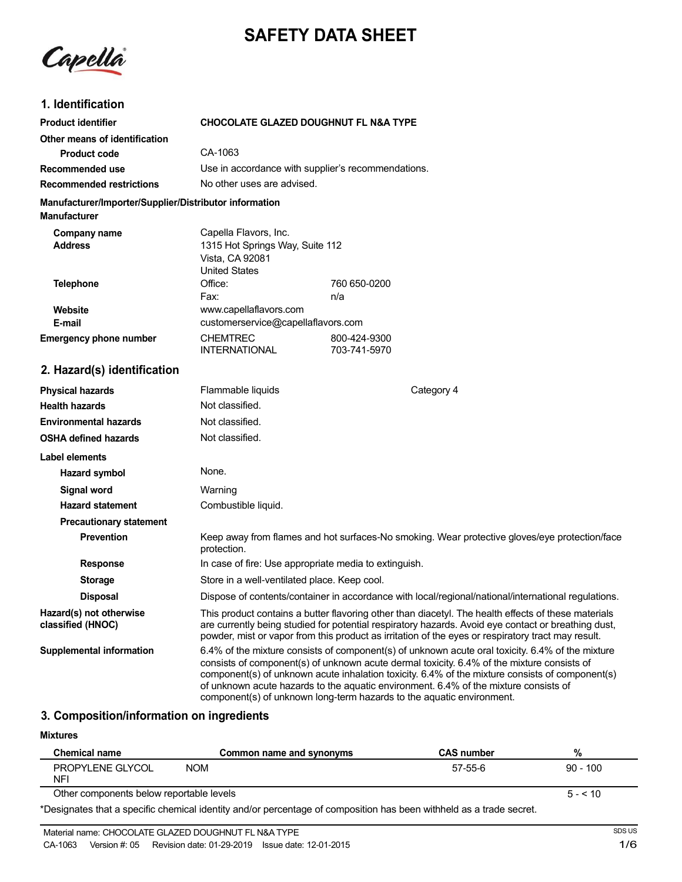# SAFETY DATA SHEET

## 1. Identification

**Product identifier** CHOCOLATE GLAZED DOUGHNUT FL N&A TYPE

**Other means of identification**

**Product code** CA-1063

**Recommended use** Use in accordance with supplier's recommendations.

**Recommended restrictions** No other uses are advised.

**Manufacturer/Importer/Supplier/Distributor information**

**Manufacturer**

**Company name** Capella Flavors, Inc.

**Address** 1315 Hot Springs Way, Suite 112
Vista, CA 92081
United States

**Telephone** Office: 760 650-0200
Fax: n/a

**Website** www.capellaflavors.com

**E-mail** customerservice@capellaflavors.com

**Emergency phone number** CHEMTREC 800-424-9300
INTERNATIONAL 703-741-5970

## 2. Hazard(s) identification

**Physical hazards** Flammable liquids Category 4

**Health hazards** Not classified.

**Environmental hazards** Not classified.

**OSHA defined hazards** Not classified.

**Label elements**

**Hazard symbol** None.

**Signal word** Warning

**Hazard statement** Combustible liquid.

**Precautionary statement**

**Prevention** Keep away from flames and hot surfaces-No smoking. Wear protective gloves/eye protection/face protection.

**Response** In case of fire: Use appropriate media to extinguish.

**Storage** Store in a well-ventilated place. Keep cool.

**Disposal** Dispose of contents/container in accordance with local/regional/national/international regulations.

**Hazard(s) not otherwise classified (HNOC)** This product contains a butter flavoring other than diacetyl. The health effects of these materials are currently being studied for potential respiratory hazards. Avoid eye contact or breathing dust, powder, mist or vapor from this product as irritation of the eyes or respiratory tract may result.

**Supplemental information** 6.4% of the mixture consists of component(s) of unknown acute oral toxicity. 6.4% of the mixture consists of component(s) of unknown acute dermal toxicity. 6.4% of the mixture consists of component(s) of unknown acute inhalation toxicity. 6.4% of the mixture consists of component(s) of unknown acute hazards to the aquatic environment. 6.4% of the mixture consists of component(s) of unknown long-term hazards to the aquatic environment.

## 3. Composition/information on ingredients

**Mixtures**

| Chemical name | Common name and synonyms | CAS number | % |
|---|---|---|---|
| PROPYLENE GLYCOL NFI | NOM | 57-55-6 | 90 - 100 |
| Other components below reportable levels | | | 5 - < 10 |

*Designates that a specific chemical identity and/or percentage of composition has been withheld as a trade secret.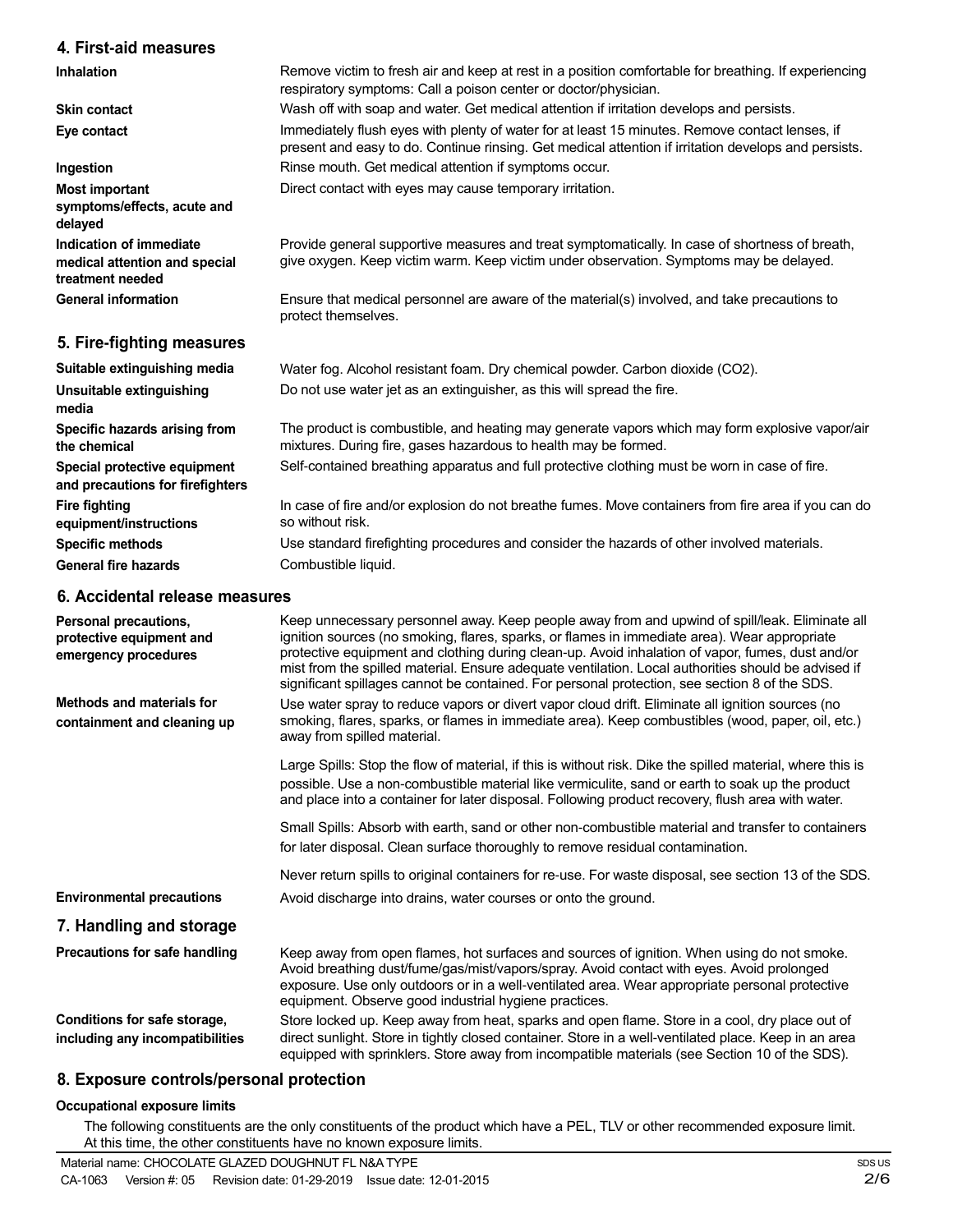## 4. First-aid measures

| | |
|---|---|
| **Inhalation** | Remove victim to fresh air and keep at rest in a position comfortable for breathing. If experiencing respiratory symptoms: Call a poison center or doctor/physician. |
| **Skin contact** | Wash off with soap and water. Get medical attention if irritation develops and persists. |
| **Eye contact** | Immediately flush eyes with plenty of water for at least 15 minutes. Remove contact lenses, if present and easy to do. Continue rinsing. Get medical attention if irritation develops and persists. |
| **Ingestion** | Rinse mouth. Get medical attention if symptoms occur. |
| **Most important symptoms/effects, acute and delayed** | Direct contact with eyes may cause temporary irritation. |
| **Indication of immediate medical attention and special treatment needed** | Provide general supportive measures and treat symptomatically. In case of shortness of breath, give oxygen. Keep victim warm. Keep victim under observation. Symptoms may be delayed. |
| **General information** | Ensure that medical personnel are aware of the material(s) involved, and take precautions to protect themselves. |

## 5. Fire-fighting measures

| | |
|---|---|
| **Suitable extinguishing media** | Water fog. Alcohol resistant foam. Dry chemical powder. Carbon dioxide ($CO_2$). |
| **Unsuitable extinguishing media** | Do not use water jet as an extinguisher, as this will spread the fire. |
| **Specific hazards arising from the chemical** | The product is combustible, and heating may generate vapors which may form explosive vapor/air mixtures. During fire, gases hazardous to health may be formed. |
| **Special protective equipment and precautions for firefighters** | Self-contained breathing apparatus and full protective clothing must be worn in case of fire. |
| **Fire fighting equipment/instructions** | In case of fire and/or explosion do not breathe fumes. Move containers from fire area if you can do so without risk. |
| **Specific methods** | Use standard firefighting procedures and consider the hazards of other involved materials. |
| **General fire hazards** | Combustible liquid. |

## 6. Accidental release measures

**Personal precautions, protective equipment and emergency procedures**

Keep unnecessary personnel away. Keep people away from and upwind of spill/leak. Eliminate all ignition sources (no smoking, flares, sparks, or flames in immediate area). Wear appropriate protective equipment and clothing during clean-up. Avoid inhalation of vapor, fumes, dust and/or mist from the spilled material. Ensure adequate ventilation. Local authorities should be advised if significant spillages cannot be contained. For personal protection, see section 8 of the SDS.

**Methods and materials for containment and cleaning up**

Use water spray to reduce vapors or divert vapor cloud drift. Eliminate all ignition sources (no smoking, flares, sparks, or flames in immediate area). Keep combustibles (wood, paper, oil, etc.) away from spilled material.

Large Spills: Stop the flow of material, if this is without risk. Dike the spilled material, where this is possible. Use a non-combustible material like vermiculite, sand or earth to soak up the product and place into a container for later disposal. Following product recovery, flush area with water.

Small Spills: Absorb with earth, sand or other non-combustible material and transfer to containers for later disposal. Clean surface thoroughly to remove residual contamination.

Never return spills to original containers for re-use. For waste disposal, see section 13 of the SDS.

**Environmental precautions**

Avoid discharge into drains, water courses or onto the ground.

## 7. Handling and storage

**Precautions for safe handling**

Keep away from open flames, hot surfaces and sources of ignition. When using do not smoke. Avoid breathing dust/fume/gas/mist/vapors/spray. Avoid contact with eyes. Avoid prolonged exposure. Use only outdoors or in a well-ventilated area. Wear appropriate personal protective equipment. Observe good industrial hygiene practices.

**Conditions for safe storage, including any incompatibilities**

Store locked up. Keep away from heat, sparks and open flame. Store in a cool, dry place out of direct sunlight. Store in tightly closed container. Store in a well-ventilated place. Keep in an area equipped with sprinklers. Store away from incompatible materials (see Section 10 of the SDS).

## 8. Exposure controls/personal protection

**Occupational exposure limits**

The following constituents are the only constituents of the product which have a PEL, TLV or other recommended exposure limit. At this time, the other constituents have no known exposure limits.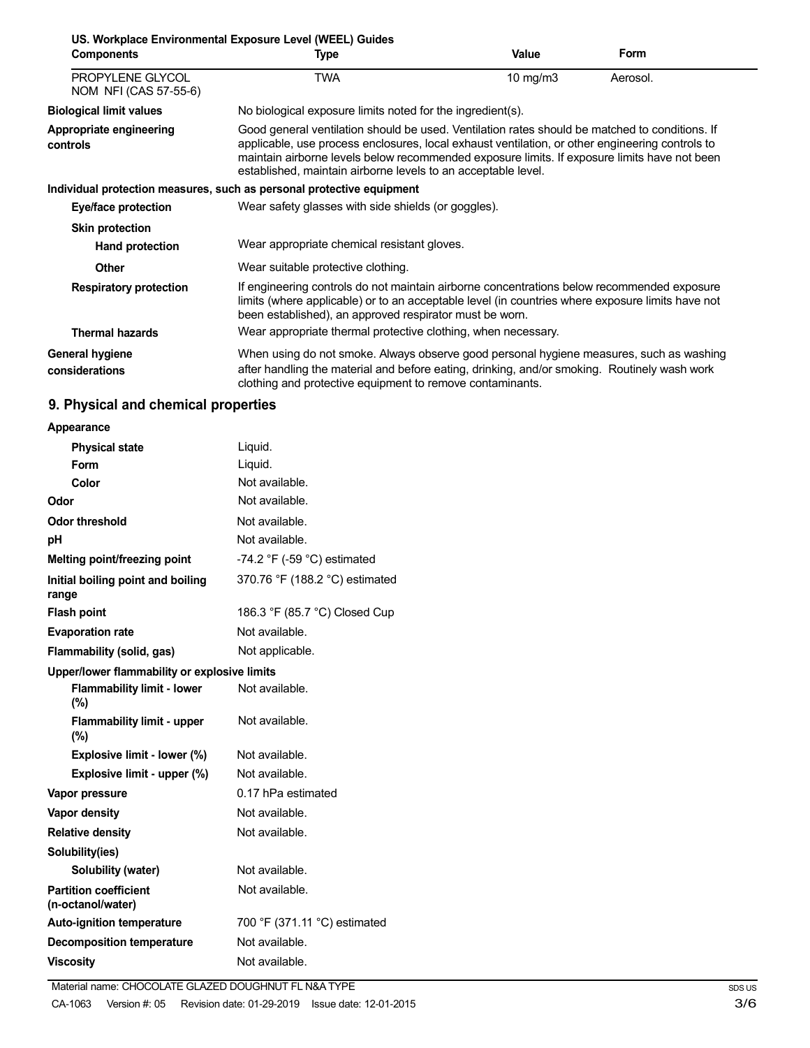**US. Workplace Environmental Exposure Level (WEEL) Guides**

| Components | Type | Value | Form |
|---|---|---|---|
| PROPYLENE GLYCOL NOM NFI (CAS 57-55-6) | TWA | 10 mg/m3 | Aerosol. |

| | |
|---|---|
| **Biological limit values** | No biological exposure limits noted for the ingredient(s). |
| **Appropriate engineering controls** | Good general ventilation should be used. Ventilation rates should be matched to conditions. If applicable, use process enclosures, local exhaust ventilation, or other engineering controls to maintain airborne levels below recommended exposure limits. If exposure limits have not been established, maintain airborne levels to an acceptable level. |

**Individual protection measures, such as personal protective equipment**

| | |
|---|---|
| **Eye/face protection** | Wear safety glasses with side shields (or goggles). |
| **Skin protection** | |
| **Hand protection** | Wear appropriate chemical resistant gloves. |
| **Other** | Wear suitable protective clothing. |
| **Respiratory protection** | If engineering controls do not maintain airborne concentrations below recommended exposure limits (where applicable) or to an acceptable level (in countries where exposure limits have not been established), an approved respirator must be worn. |
| **Thermal hazards** | Wear appropriate thermal protective clothing, when necessary. |
| **General hygiene considerations** | When using do not smoke. Always observe good personal hygiene measures, such as washing after handling the material and before eating, drinking, and/or smoking. Routinely wash work clothing and protective equipment to remove contaminants. |

## 9. Physical and chemical properties

| | |
|---|---|
| **Appearance** | |
| **Physical state** | Liquid. |
| **Form** | Liquid. |
| **Color** | Not available. |
| **Odor** | Not available. |
| **Odor threshold** | Not available. |
| **pH** | Not available. |
| **Melting point/freezing point** | -74.2 °F (-59 °C) estimated |
| **Initial boiling point and boiling range** | 370.76 °F (188.2 °C) estimated |
| **Flash point** | 186.3 °F (85.7 °C) Closed Cup |
| **Evaporation rate** | Not available. |
| **Flammability (solid, gas)** | Not applicable. |
| **Upper/lower flammability or explosive limits** | |
| **Flammability limit - lower (%)** | Not available. |
| **Flammability limit - upper (%)** | Not available. |
| **Explosive limit - lower (%)** | Not available. |
| **Explosive limit - upper (%)** | Not available. |
| **Vapor pressure** | 0.17 hPa estimated |
| **Vapor density** | Not available. |
| **Relative density** | Not available. |
| **Solubility(ies)** | |
| **Solubility (water)** | Not available. |
| **Partition coefficient (n-octanol/water)** | Not available. |
| **Auto-ignition temperature** | 700 °F (371.11 °C) estimated |
| **Decomposition temperature** | Not available. |
| **Viscosity** | Not available. |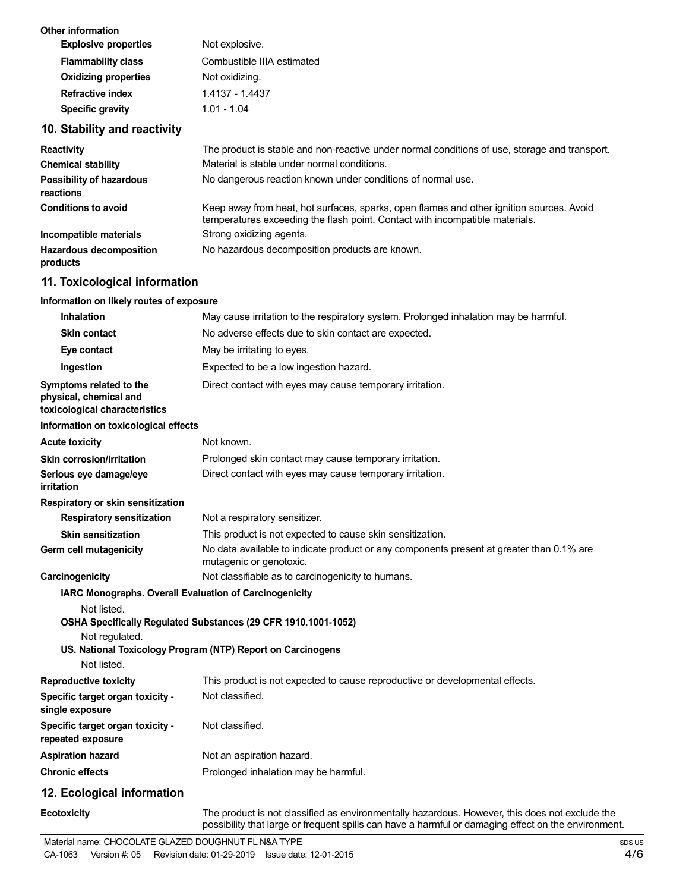**Other information**

| | |
|---|---|
| **Explosive properties** | Not explosive. |
| **Flammability class** | Combustible IIIA estimated |
| **Oxidizing properties** | Not oxidizing. |
| **Refractive index** | 1.4137 - 1.4437 |
| **Specific gravity** | 1.01 - 1.04 |

## 10. Stability and reactivity

| | |
|---|---|
| **Reactivity** | The product is stable and non-reactive under normal conditions of use, storage and transport. |
| **Chemical stability** | Material is stable under normal conditions. |
| **Possibility of hazardous reactions** | No dangerous reaction known under conditions of normal use. |
| **Conditions to avoid** | Keep away from heat, hot surfaces, sparks, open flames and other ignition sources. Avoid temperatures exceeding the flash point. Contact with incompatible materials. |
| **Incompatible materials** | Strong oxidizing agents. |
| **Hazardous decomposition products** | No hazardous decomposition products are known. |

## 11. Toxicological information

**Information on likely routes of exposure**

| | |
|---|---|
| **Inhalation** | May cause irritation to the respiratory system. Prolonged inhalation may be harmful. |
| **Skin contact** | No adverse effects due to skin contact are expected. |
| **Eye contact** | May be irritating to eyes. |
| **Ingestion** | Expected to be a low ingestion hazard. |
| **Symptoms related to the physical, chemical and toxicological characteristics** | Direct contact with eyes may cause temporary irritation. |

**Information on toxicological effects**

| | |
|---|---|
| **Acute toxicity** | Not known. |
| **Skin corrosion/irritation** | Prolonged skin contact may cause temporary irritation. |
| **Serious eye damage/eye irritation** | Direct contact with eyes may cause temporary irritation. |

**Respiratory or skin sensitization**

| | |
|---|---|
| **Respiratory sensitization** | Not a respiratory sensitizer. |
| **Skin sensitization** | This product is not expected to cause skin sensitization. |
| **Germ cell mutagenicity** | No data available to indicate product or any components present at greater than 0.1% are mutagenic or genotoxic. |
| **Carcinogenicity** | Not classifiable as to carcinogenicity to humans. |

**IARC Monographs. Overall Evaluation of Carcinogenicity**

Not listed.

**OSHA Specifically Regulated Substances (29 CFR 1910.1001-1052)**

Not regulated.

**US. National Toxicology Program (NTP) Report on Carcinogens**

Not listed.

| | |
|---|---|
| **Reproductive toxicity** | This product is not expected to cause reproductive or developmental effects. |
| **Specific target organ toxicity - single exposure** | Not classified. |
| **Specific target organ toxicity - repeated exposure** | Not classified. |
| **Aspiration hazard** | Not an aspiration hazard. |
| **Chronic effects** | Prolonged inhalation may be harmful. |

## 12. Ecological information

| | |
|---|---|
| **Ecotoxicity** | The product is not classified as environmentally hazardous. However, this does not exclude the possibility that large or frequent spills can have a harmful or damaging effect on the environment. |

Material name: CHOCOLATE GLAZED DOUGHNUT FL N&A TYPE

CA-1063 Version #: 05 Revision date: 01-29-2019 Issue date: 12-01-2015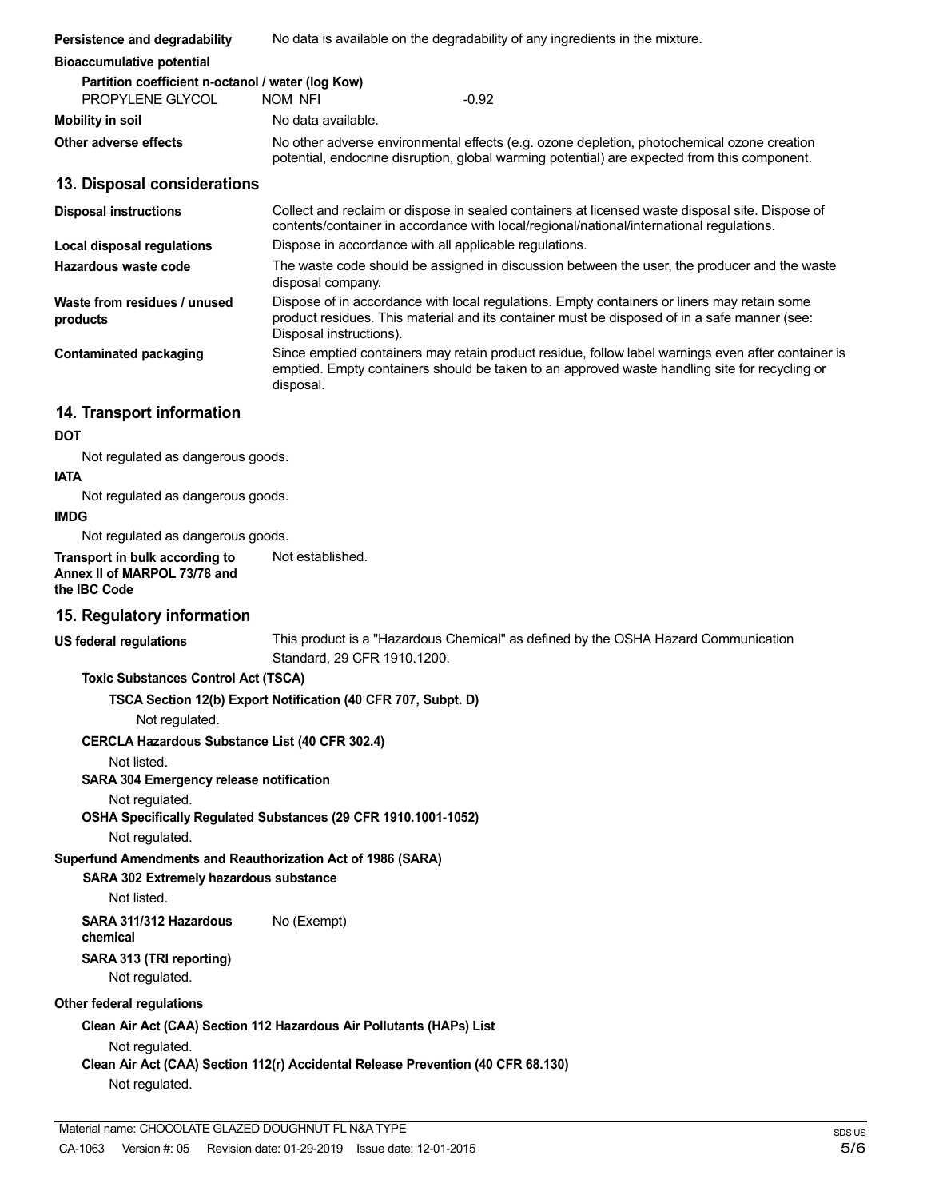**Persistence and degradability** No data is available on the degradability of any ingredients in the mixture.

**Bioaccumulative potential**

**Partition coefficient n-octanol / water (log Kow)**

| | | |
|---|---|---|
| PROPYLENE GLYCOL | NOM NFI | -0.92 |

**Mobility in soil** No data available.

**Other adverse effects** No other adverse environmental effects (e.g. ozone depletion, photochemical ozone creation potential, endocrine disruption, global warming potential) are expected from this component.

## 13. Disposal considerations

**Disposal instructions** Collect and reclaim or dispose in sealed containers at licensed waste disposal site. Dispose of contents/container in accordance with local/regional/national/international regulations.

**Local disposal regulations** Dispose in accordance with all applicable regulations.

**Hazardous waste code** The waste code should be assigned in discussion between the user, the producer and the waste disposal company.

**Waste from residues / unused products** Dispose of in accordance with local regulations. Empty containers or liners may retain some product residues. This material and its container must be disposed of in a safe manner (see: Disposal instructions).

**Contaminated packaging** Since emptied containers may retain product residue, follow label warnings even after container is emptied. Empty containers should be taken to an approved waste handling site for recycling or disposal.

## 14. Transport information

**DOT**

Not regulated as dangerous goods.

**IATA**

Not regulated as dangerous goods.

**IMDG**

Not regulated as dangerous goods.

**Transport in bulk according to Annex II of MARPOL 73/78 and the IBC Code** Not established.

## 15. Regulatory information

**US federal regulations** This product is a "Hazardous Chemical" as defined by the OSHA Hazard Communication Standard, 29 CFR 1910.1200.

**Toxic Substances Control Act (TSCA)**

**TSCA Section 12(b) Export Notification (40 CFR 707, Subpt. D)**

Not regulated.

**CERCLA Hazardous Substance List (40 CFR 302.4)**

Not listed.

**SARA 304 Emergency release notification**

Not regulated.

**OSHA Specifically Regulated Substances (29 CFR 1910.1001-1052)**

Not regulated.

**Superfund Amendments and Reauthorization Act of 1986 (SARA)**

**SARA 302 Extremely hazardous substance**

Not listed.

**SARA 311/312 Hazardous chemical** No (Exempt)

**SARA 313 (TRI reporting)**

Not regulated.

**Other federal regulations**

**Clean Air Act (CAA) Section 112 Hazardous Air Pollutants (HAPs) List**

Not regulated.

**Clean Air Act (CAA) Section 112(r) Accidental Release Prevention (40 CFR 68.130)**

Not regulated.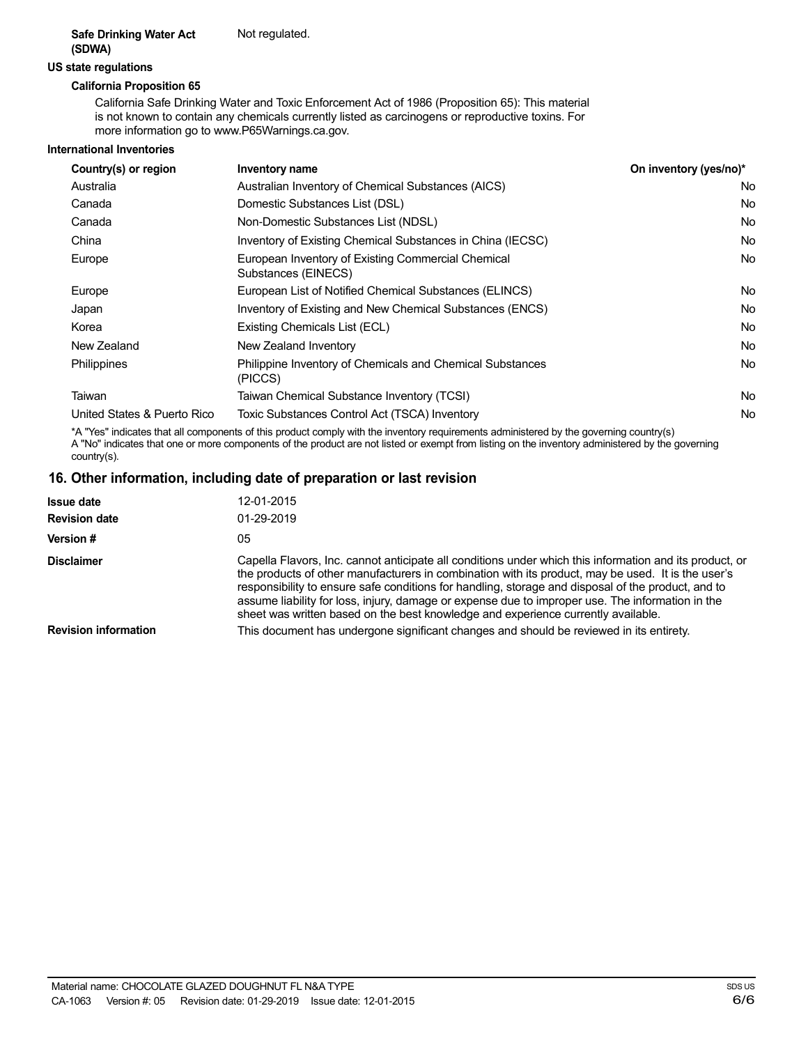**Safe Drinking Water Act (SDWA)** Not regulated.

**US state regulations**

**California Proposition 65**

California Safe Drinking Water and Toxic Enforcement Act of 1986 (Proposition 65): This material is not known to contain any chemicals currently listed as carcinogens or reproductive toxins. For more information go to www.P65Warnings.ca.gov.

**International Inventories**

| Country(s) or region | Inventory name | On inventory (yes/no)* |
|---|---|---|
| Australia | Australian Inventory of Chemical Substances (AICS) | No |
| Canada | Domestic Substances List (DSL) | No |
| Canada | Non-Domestic Substances List (NDSL) | No |
| China | Inventory of Existing Chemical Substances in China (IECSC) | No |
| Europe | European Inventory of Existing Commercial Chemical Substances (EINECS) | No |
| Europe | European List of Notified Chemical Substances (ELINCS) | No |
| Japan | Inventory of Existing and New Chemical Substances (ENCS) | No |
| Korea | Existing Chemicals List (ECL) | No |
| New Zealand | New Zealand Inventory | No |
| Philippines | Philippine Inventory of Chemicals and Chemical Substances (PICCS) | No |
| Taiwan | Taiwan Chemical Substance Inventory (TCSI) | No |
| United States & Puerto Rico | Toxic Substances Control Act (TSCA) Inventory | No |

*A "Yes" indicates that all components of this product comply with the inventory requirements administered by the governing country(s)
A "No" indicates that one or more components of the product are not listed or exempt from listing on the inventory administered by the governing country(s).

## 16. Other information, including date of preparation or last revision

**Issue date** 12-01-2015

**Revision date** 01-29-2019

**Version #** 05

**Disclaimer** Capella Flavors, Inc. cannot anticipate all conditions under which this information and its product, or the products of other manufacturers in combination with its product, may be used. It is the user's responsibility to ensure safe conditions for handling, storage and disposal of the product, and to assume liability for loss, injury, damage or expense due to improper use. The information in the sheet was written based on the best knowledge and experience currently available.

**Revision information** This document has undergone significant changes and should be reviewed in its entirety.